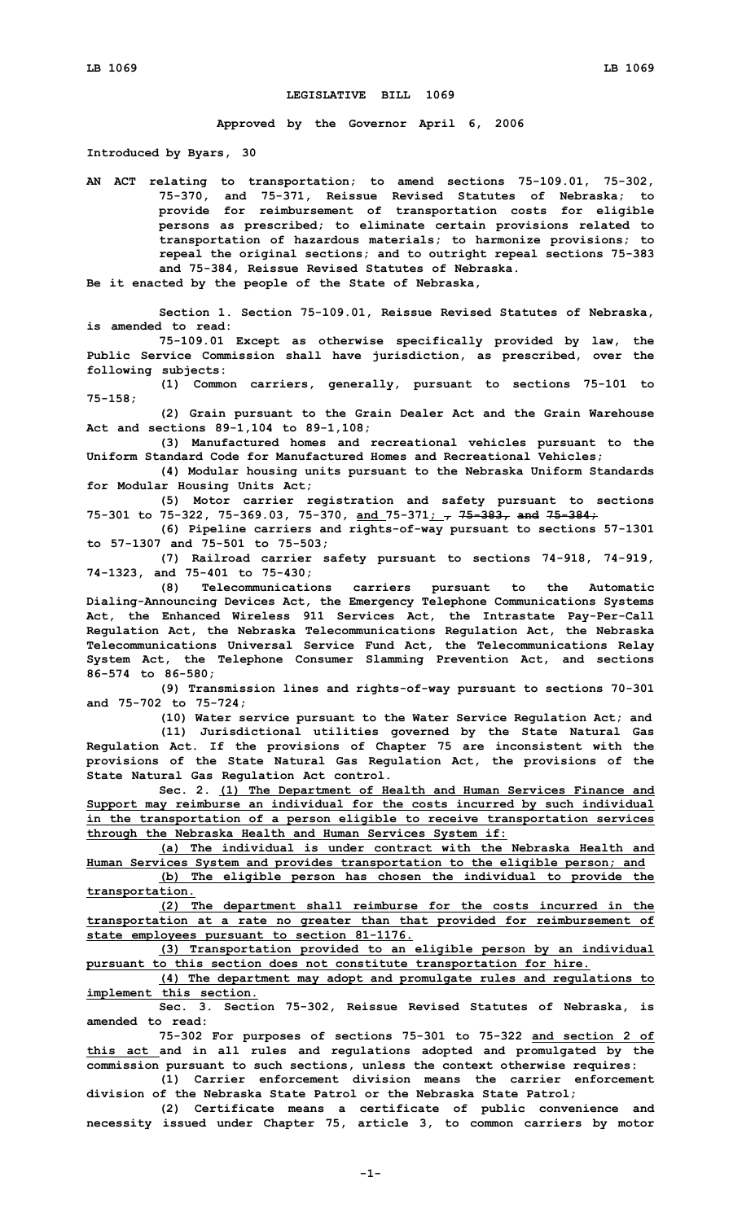# LEGISLATIVE BILL 1069

**Approved by the Governor April 6, 2006**

**Introduced by Byars, 30**

**AN ACT relating to transportation; to amend sections 75-109.01, 75-302, 75-370, and 75-371, Reissue Revised Statutes of Nebraska; to provide for reimbursement of transportation costs for eligible persons as prescribed; to eliminate certain provisions related to transportation of hazardous materials; to harmonize provisions; to repeal the original sections; and to outright repeal sections 75-383 and 75-384, Reissue Revised Statutes of Nebraska.**

**Be it enacted by the people of the State of Nebraska,**

**Section 1. Section 75-109.01, Reissue Revised Statutes of Nebraska, is amended to read:**

**75-109.01 Except as otherwise specifically provided by law, the Public Service Commission shall have jurisdiction, as prescribed, over the following subjects:**

**(1) Common carriers, generally, pursuant to sections 75-101 to 75-158;**

**(2) Grain pursuant to the Grain Dealer Act and the Grain Warehouse Act and sections 89-1,104 to 89-1,108;**

**(3) Manufactured homes and recreational vehicles pursuant to the Uniform Standard Code for Manufactured Homes and Recreational Vehicles;**

**(4) Modular housing units pursuant to the Nebraska Uniform Standards for Modular Housing Units Act;**

**(5) Motor carrier registration and safety pursuant to sections 75-301 to 75-322, 75-369.03, 75-370, and 75-371; , 75-383, and 75-384;**

**(6) Pipeline carriers and rights-of-way pursuant to sections 57-1301 to 57-1307 and 75-501 to 75-503;**

**(7) Railroad carrier safety pursuant to sections 74-918, 74-919, 74-1323, and 75-401 to 75-430;**

**(8) Telecommunications carriers pursuant to the Automatic Dialing-Announcing Devices Act, the Emergency Telephone Communications Systems Act, the Enhanced Wireless 911 Services Act, the Intrastate Pay-Per-Call Regulation Act, the Nebraska Telecommunications Regulation Act, the Nebraska Telecommunications Universal Service Fund Act, the Telecommunications Relay System Act, the Telephone Consumer Slamming Prevention Act, and sections 86-574 to 86-580;**

**(9) Transmission lines and rights-of-way pursuant to sections 70-301 and 75-702 to 75-724;**

**(10) Water service pursuant to the Water Service Regulation Act; and**

**(11) Jurisdictional utilities governed by the State Natural Gas Regulation Act. If the provisions of Chapter 75 are inconsistent with the provisions of the State Natural Gas Regulation Act, the provisions of the State Natural Gas Regulation Act control.**

**Sec. 2. (1) The Department of Health and Human Services Finance and Support may reimburse an individual for the costs incurred by such individual in the transportation of a person eligible to receive transportation services through the Nebraska Health and Human Services System if:**

**(a) The individual is under contract with the Nebraska Health and Human Services System and provides transportation to the eligible person; and**

**(b) The eligible person has chosen the individual to provide the transportation.**

**(2) The department shall reimburse for the costs incurred in the transportation at a rate no greater than that provided for reimbursement of state employees pursuant to section 81-1176.**

**(3) Transportation provided to an eligible person by an individual pursuant to this section does not constitute transportation for hire.**

**(4) The department may adopt and promulgate rules and regulations to implement this section.**

**Sec. 3. Section 75-302, Reissue Revised Statutes of Nebraska, is amended to read:**

**75-302 For purposes of sections 75-301 to 75-322 and section 2 of this act and in all rules and regulations adopted and promulgated by the commission pursuant to such sections, unless the context otherwise requires:**

**(1) Carrier enforcement division means the carrier enforcement division of the Nebraska State Patrol or the Nebraska State Patrol;**

**(2) Certificate means a certificate of public convenience and necessity issued under Chapter 75, article 3, to common carriers by motor**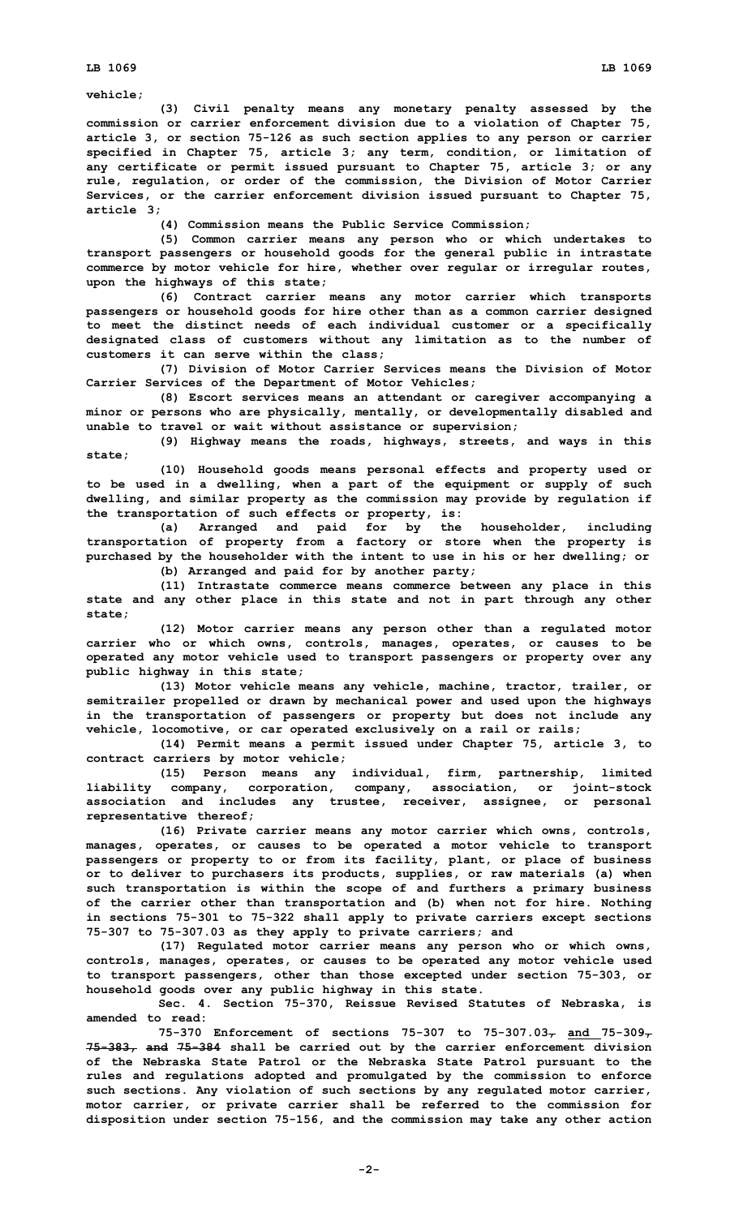**vehicle;**

**(3) Civil penalty means any monetary penalty assessed by the commission or carrier enforcement division due to a violation of Chapter 75, article 3, or section 75-126 as such section applies to any person or carrier specified in Chapter 75, article 3; any term, condition, or limitation of any certificate or permit issued pursuant to Chapter 75, article 3; or any rule, regulation, or order of the commission, the Division of Motor Carrier Services, or the carrier enforcement division issued pursuant to Chapter 75, article 3;**

**(4) Commission means the Public Service Commission;**

**(5) Common carrier means any person who or which undertakes to transport passengers or household goods for the general public in intrastate commerce by motor vehicle for hire, whether over regular or irregular routes, upon the highways of this state;**

**(6) Contract carrier means any motor carrier which transports passengers or household goods for hire other than as a common carrier designed to meet the distinct needs of each individual customer or a specifically designated class of customers without any limitation as to the number of customers it can serve within the class;**

**(7) Division of Motor Carrier Services means the Division of Motor Carrier Services of the Department of Motor Vehicles;**

**(8) Escort services means an attendant or caregiver accompanying a minor or persons who are physically, mentally, or developmentally disabled and unable to travel or wait without assistance or supervision;**

**(9) Highway means the roads, highways, streets, and ways in this state;**

**(10) Household goods means personal effects and property used or to be used in a dwelling, when a part of the equipment or supply of such dwelling, and similar property as the commission may provide by regulation if the transportation of such effects or property, is:**

**(a) Arranged and paid for by the householder, including transportation of property from a factory or store when the property is purchased by the householder with the intent to use in his or her dwelling; or**

**(b) Arranged and paid for by another party;**

**(11) Intrastate commerce means commerce between any place in this state and any other place in this state and not in part through any other state;**

**(12) Motor carrier means any person other than a regulated motor carrier who or which owns, controls, manages, operates, or causes to be operated any motor vehicle used to transport passengers or property over any public highway in this state;**

**(13) Motor vehicle means any vehicle, machine, tractor, trailer, or semitrailer propelled or drawn by mechanical power and used upon the highways in the transportation of passengers or property but does not include any vehicle, locomotive, or car operated exclusively on a rail or rails;**

**(14) Permit means a permit issued under Chapter 75, article 3, to contract carriers by motor vehicle;**

**(15) Person means any individual, firm, partnership, limited liability company, corporation, company, association, or joint-stock association and includes any trustee, receiver, assignee, or personal representative thereof;**

**(16) Private carrier means any motor carrier which owns, controls, manages, operates, or causes to be operated a motor vehicle to transport passengers or property to or from its facility, plant, or place of business or to deliver to purchasers its products, supplies, or raw materials (a) when such transportation is within the scope of and furthers a primary business of the carrier other than transportation and (b) when not for hire. Nothing in sections 75-301 to 75-322 shall apply to private carriers except sections 75-307 to 75-307.03 as they apply to private carriers; and**

**(17) Regulated motor carrier means any person who or which owns, controls, manages, operates, or causes to be operated any motor vehicle used to transport passengers, other than those excepted under section 75-303, or household goods over any public highway in this state.**

**Sec. 4. Section 75-370, Reissue Revised Statutes of Nebraska, is amended to read:**

**75-370 Enforcement of sections 75-307 to 75-307.03~~,~~ and 75-309~~, 75-383, and 75-384~~ shall be carried out by the carrier enforcement division of the Nebraska State Patrol or the Nebraska State Patrol pursuant to the rules and regulations adopted and promulgated by the commission to enforce such sections. Any violation of such sections by any regulated motor carrier, motor carrier, or private carrier shall be referred to the commission for disposition under section 75-156, and the commission may take any other action**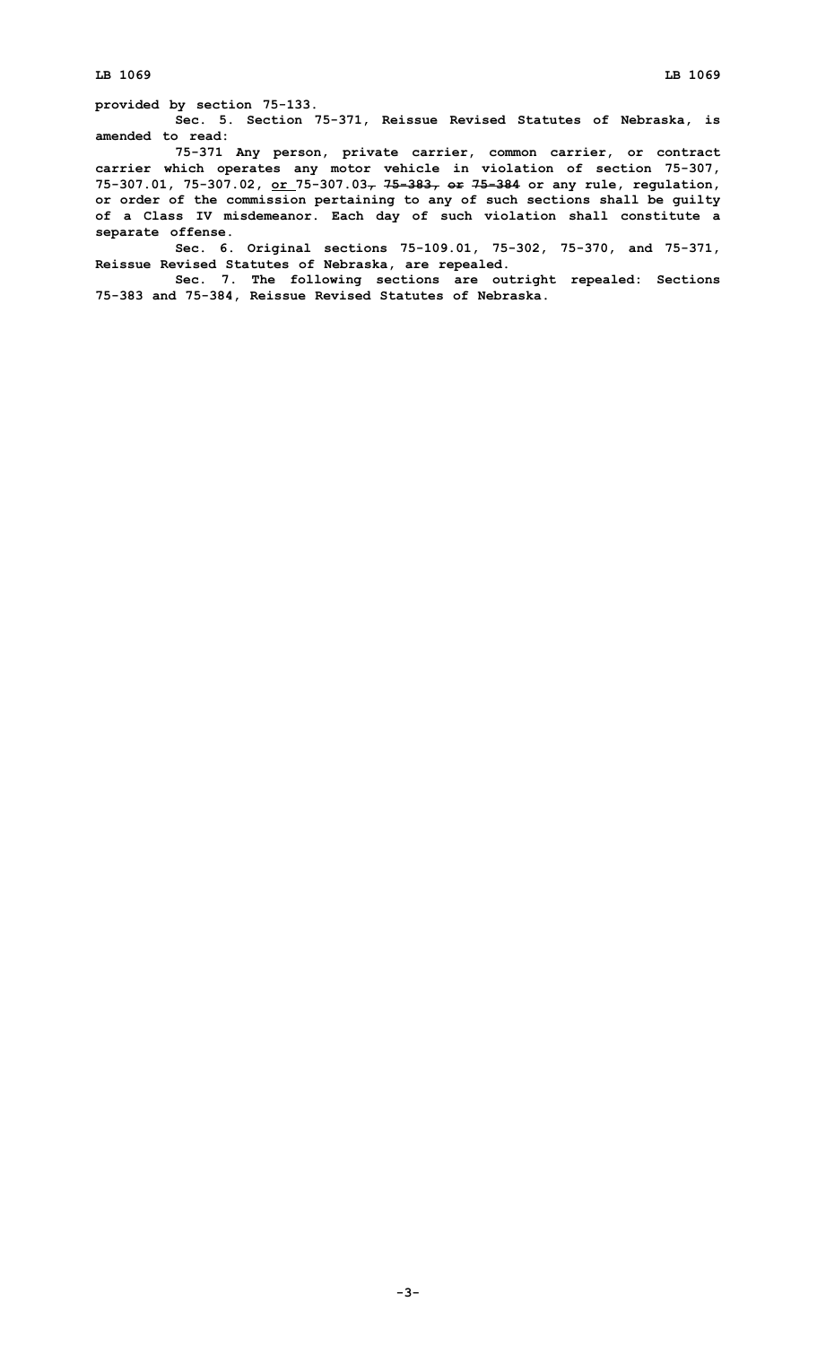provided by section 75-133.

Sec. 5. Section 75-371, Reissue Revised Statutes of Nebraska, is amended to read:

75-371 Any person, private carrier, common carrier, or contract carrier which operates any motor vehicle in violation of section 75-307, 75-307.01, 75-307.02, or 75-307.03, ~~75-383, or 75-384~~ or any rule, regulation, or order of the commission pertaining to any of such sections shall be guilty of a Class IV misdemeanor. Each day of such violation shall constitute a separate offense.

Sec. 6. Original sections 75-109.01, 75-302, 75-370, and 75-371, Reissue Revised Statutes of Nebraska, are repealed.

Sec. 7. The following sections are outright repealed: Sections 75-383 and 75-384, Reissue Revised Statutes of Nebraska.